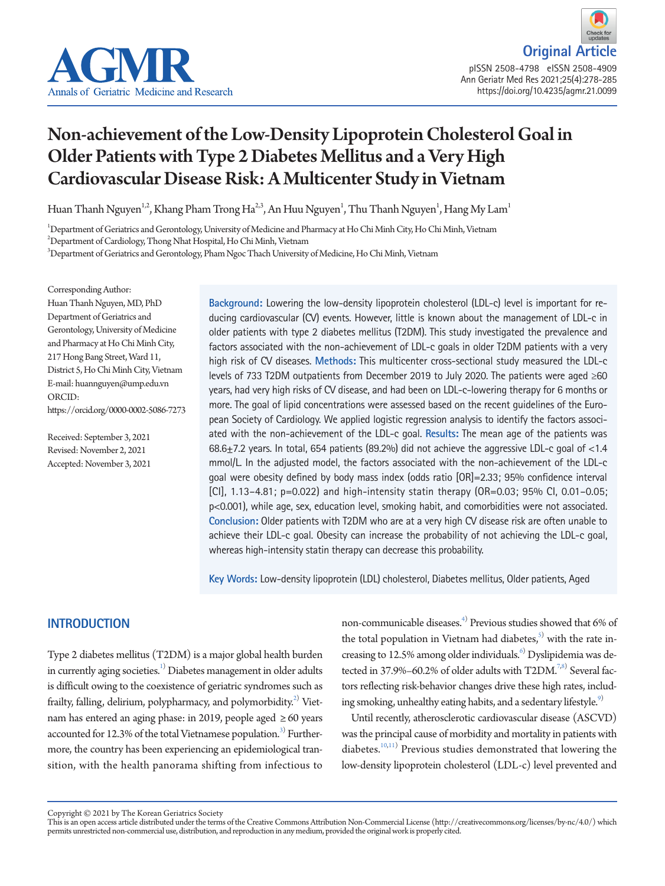Original Article

# Non-achievement of the Low-Density Lipoprotein Cholesterol Goal in Older Patients with Type 2 Diabetes Mellitus and a Very High Cardiovascular Disease Risk: A Multicenter Study in Vietnam

Huan Thanh Nguyen[1,2], Khang Pham Trong Ha[2,3], An Huu Nguyen[1], Thu Thanh Nguyen[1], Hang My Lam[1]

[1]Department of Geriatrics and Gerontology, University of Medicine and Pharmacy at Ho Chi Minh City, Ho Chi Minh, Vietnam
[2]Department of Cardiology, Thong Nhat Hospital, Ho Chi Minh, Vietnam
[3]Department of Geriatrics and Gerontology, Pham Ngoc Thach University of Medicine, Ho Chi Minh, Vietnam

Corresponding Author:
Huan Thanh Nguyen, MD, PhD
Department of Geriatrics and Gerontology, University of Medicine and Pharmacy at Ho Chi Minh City, 217 Hong Bang Street, Ward 11, District 5, Ho Chi Minh City, Vietnam
E-mail: huannguyen@ump.edu.vn
ORCID: https://orcid.org/0000-0002-5086-7273

Received: September 3, 2021
Revised: November 2, 2021
Accepted: November 3, 2021

**Background:** Lowering the low-density lipoprotein cholesterol (LDL-c) level is important for reducing cardiovascular (CV) events. However, little is known about the management of LDL-c in older patients with type 2 diabetes mellitus (T2DM). This study investigated the prevalence and factors associated with the non-achievement of LDL-c goals in older T2DM patients with a very high risk of CV diseases. **Methods:** This multicenter cross-sectional study measured the LDL-c levels of 733 T2DM outpatients from December 2019 to July 2020. The patients were aged ≥60 years, had very high risks of CV disease, and had been on LDL-c-lowering therapy for 6 months or more. The goal of lipid concentrations were assessed based on the recent guidelines of the European Society of Cardiology. We applied logistic regression analysis to identify the factors associated with the non-achievement of the LDL-c goal. **Results:** The mean age of the patients was 68.6±7.2 years. In total, 654 patients (89.2%) did not achieve the aggressive LDL-c goal of <1.4 mmol/L. In the adjusted model, the factors associated with the non-achievement of the LDL-c goal were obesity defined by body mass index (odds ratio [OR]=2.33; 95% confidence interval [CI], 1.13–4.81; $p=0.022$) and high-intensity statin therapy (OR=0.03; 95% CI, 0.01–0.05; $p<0.001$), while age, sex, education level, smoking habit, and comorbidities were not associated. **Conclusion:** Older patients with T2DM who are at a very high CV disease risk are often unable to achieve their LDL-c goal. Obesity can increase the probability of not achieving the LDL-c goal, whereas high-intensity statin therapy can decrease this probability.

**Key Words:** Low-density lipoprotein (LDL) cholesterol, Diabetes mellitus, Older patients, Aged

## INTRODUCTION

Type 2 diabetes mellitus (T2DM) is a major global health burden in currently aging societies.[1] Diabetes management in older adults is difficult owing to the coexistence of geriatric syndromes such as frailty, falling, delirium, polypharmacy, and polymorbidity.[2] Vietnam has entered an aging phase: in 2019, people aged ≥60 years accounted for 12.3% of the total Vietnamese population.[3] Furthermore, the country has been experiencing an epidemiological transition, with the health panorama shifting from infectious to non-communicable diseases.[4] Previous studies showed that 6% of the total population in Vietnam had diabetes,[5] with the rate increasing to 12.5% among older individuals.[6] Dyslipidemia was detected in 37.9%–60.2% of older adults with T2DM.[7,8] Several factors reflecting risk-behavior changes drive these high rates, including smoking, unhealthy eating habits, and a sedentary lifestyle.[9]

Until recently, atherosclerotic cardiovascular disease (ASCVD) was the principal cause of morbidity and mortality in patients with diabetes.[10,11] Previous studies demonstrated that lowering the low-density lipoprotein cholesterol (LDL-c) level prevented and

Copyright © 2021 by The Korean Geriatrics Society
This is an open access article distributed under the terms of the Creative Commons Attribution Non-Commercial License (http://creativecommons.org/licenses/by-nc/4.0/) which permits unrestricted non-commercial use, distribution, and reproduction in any medium, provided the original work is properly cited.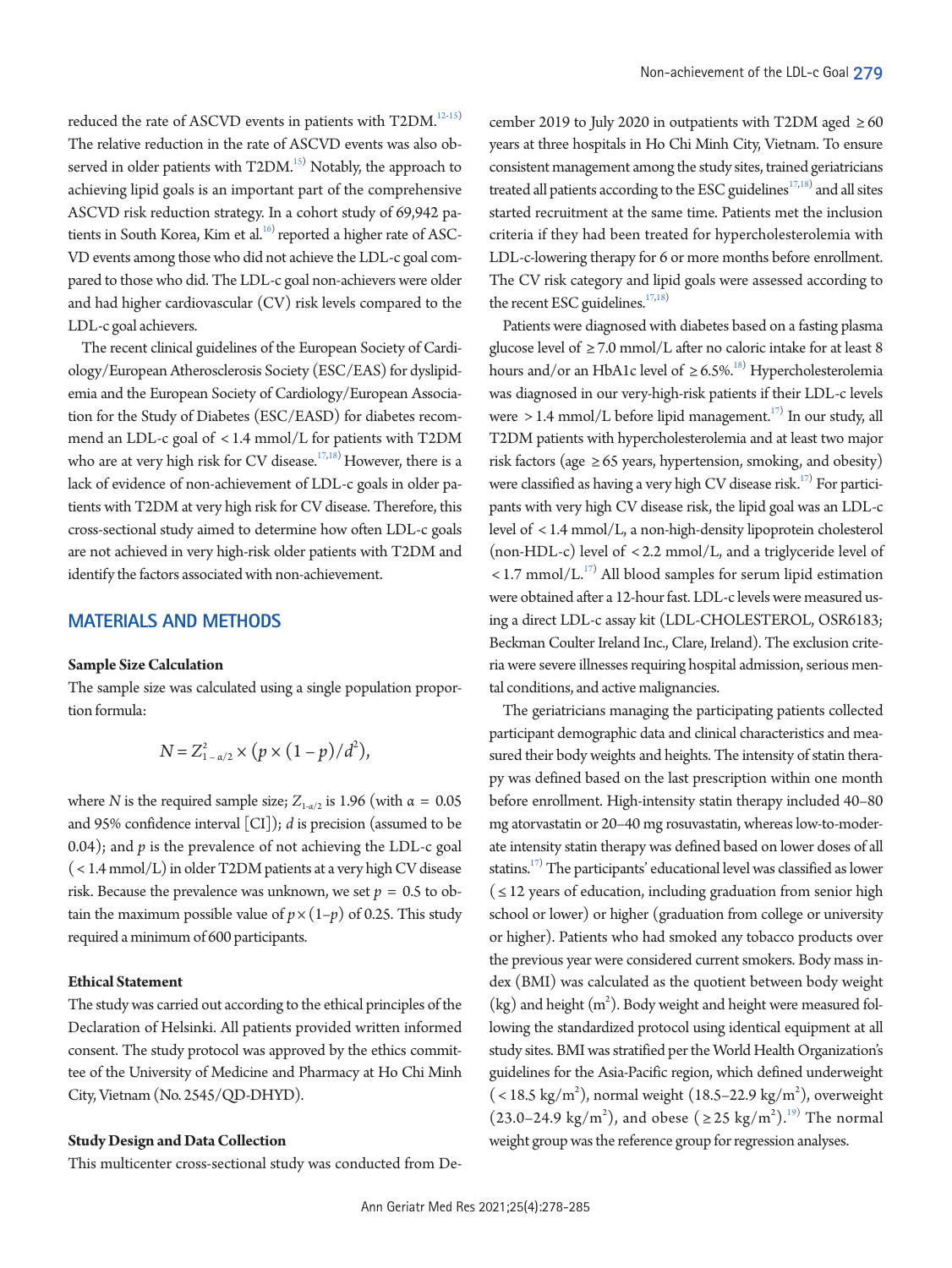reduced the rate of ASCVD events in patients with T2DM.[12-15] The relative reduction in the rate of ASCVD events was also observed in older patients with T2DM.[15] Notably, the approach to achieving lipid goals is an important part of the comprehensive ASCVD risk reduction strategy. In a cohort study of 69,942 patients in South Korea, Kim et al.[16] reported a higher rate of ASCVD events among those who did not achieve the LDL-c goal compared to those who did. The LDL-c goal non-achievers were older and had higher cardiovascular (CV) risk levels compared to the LDL-c goal achievers.

The recent clinical guidelines of the European Society of Cardiology/European Atherosclerosis Society (ESC/EAS) for dyslipidemia and the European Society of Cardiology/European Association for the Study of Diabetes (ESC/EASD) for diabetes recommend an LDL-c goal of < 1.4 mmol/L for patients with T2DM who are at very high risk for CV disease.[17,18] However, there is a lack of evidence of non-achievement of LDL-c goals in older patients with T2DM at very high risk for CV disease. Therefore, this cross-sectional study aimed to determine how often LDL-c goals are not achieved in very high-risk older patients with T2DM and identify the factors associated with non-achievement.

## MATERIALS AND METHODS

### Sample Size Calculation

The sample size was calculated using a single population proportion formula:

$$N = Z^2_{1-\alpha/2} \times (p \times (1-p)/d^2),$$

where $N$ is the required sample size; $Z_{1-\alpha/2}$ is 1.96 (with $\alpha = 0.05$ and 95% confidence interval [CI]); $d$ is precision (assumed to be 0.04); and $p$ is the prevalence of not achieving the LDL-c goal (< 1.4 mmol/L) in older T2DM patients at a very high CV disease risk. Because the prevalence was unknown, we set $p = 0.5$ to obtain the maximum possible value of $p \times (1-p)$ of 0.25. This study required a minimum of 600 participants.

### Ethical Statement

The study was carried out according to the ethical principles of the Declaration of Helsinki. All patients provided written informed consent. The study protocol was approved by the ethics committee of the University of Medicine and Pharmacy at Ho Chi Minh City, Vietnam (No. 2545/QD-DHYD).

### Study Design and Data Collection

This multicenter cross-sectional study was conducted from December 2019 to July 2020 in outpatients with T2DM aged ≥ 60 years at three hospitals in Ho Chi Minh City, Vietnam. To ensure consistent management among the study sites, trained geriatricians treated all patients according to the ESC guidelines[17,18] and all sites started recruitment at the same time. Patients met the inclusion criteria if they had been treated for hypercholesterolemia with LDL-c-lowering therapy for 6 or more months before enrollment. The CV risk category and lipid goals were assessed according to the recent ESC guidelines.[17,18]

Patients were diagnosed with diabetes based on a fasting plasma glucose level of ≥ 7.0 mmol/L after no caloric intake for at least 8 hours and/or an HbA1c level of ≥ 6.5%.[18] Hypercholesterolemia was diagnosed in our very-high-risk patients if their LDL-c levels were > 1.4 mmol/L before lipid management.[17] In our study, all T2DM patients with hypercholesterolemia and at least two major risk factors (age ≥ 65 years, hypertension, smoking, and obesity) were classified as having a very high CV disease risk.[17] For participants with very high CV disease risk, the lipid goal was an LDL-c level of < 1.4 mmol/L, a non-high-density lipoprotein cholesterol (non-HDL-c) level of < 2.2 mmol/L, and a triglyceride level of < 1.7 mmol/L.[17] All blood samples for serum lipid estimation were obtained after a 12-hour fast. LDL-c levels were measured using a direct LDL-c assay kit (LDL-CHOLESTEROL, OSR6183; Beckman Coulter Ireland Inc., Clare, Ireland). The exclusion criteria were severe illnesses requiring hospital admission, serious mental conditions, and active malignancies.

The geriatricians managing the participating patients collected participant demographic data and clinical characteristics and measured their body weights and heights. The intensity of statin therapy was defined based on the last prescription within one month before enrollment. High-intensity statin therapy included 40–80 mg atorvastatin or 20–40 mg rosuvastatin, whereas low-to-moderate intensity statin therapy was defined based on lower doses of all statins.[17] The participants' educational level was classified as lower (≤ 12 years of education, including graduation from senior high school or lower) or higher (graduation from college or university or higher). Patients who had smoked any tobacco products over the previous year were considered current smokers. Body mass index (BMI) was calculated as the quotient between body weight (kg) and height ($m^2$). Body weight and height were measured following the standardized protocol using identical equipment at all study sites. BMI was stratified per the World Health Organization's guidelines for the Asia-Pacific region, which defined underweight (< 18.5 kg/$m^2$), normal weight (18.5–22.9 kg/$m^2$), overweight (23.0–24.9 kg/$m^2$), and obese (≥ 25 kg/$m^2$).[19] The normal weight group was the reference group for regression analyses.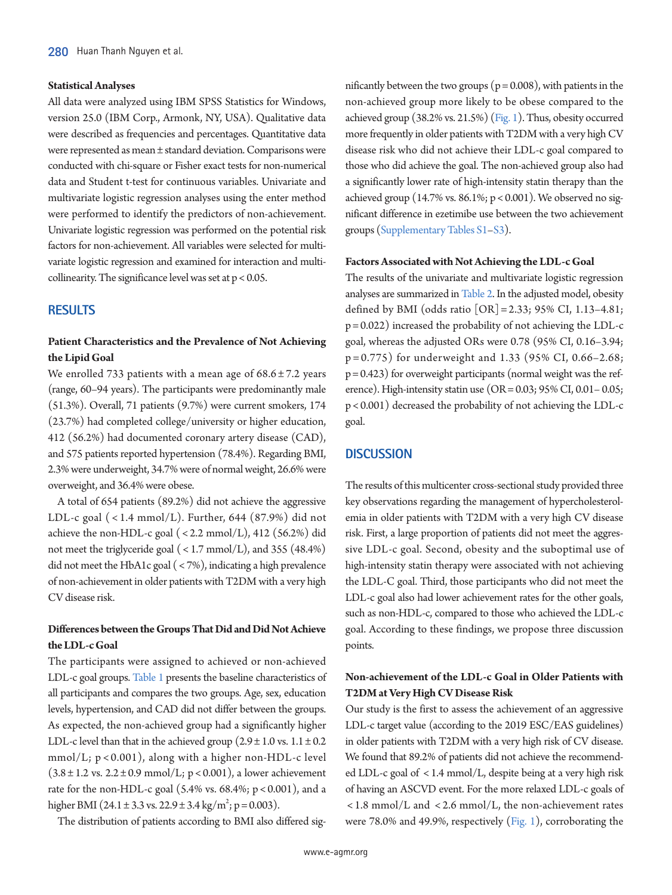### Statistical Analyses

All data were analyzed using IBM SPSS Statistics for Windows, version 25.0 (IBM Corp., Armonk, NY, USA). Qualitative data were described as frequencies and percentages. Quantitative data were represented as mean ± standard deviation. Comparisons were conducted with chi-square or Fisher exact tests for non-numerical data and Student t-test for continuous variables. Univariate and multivariate logistic regression analyses using the enter method were performed to identify the predictors of non-achievement. Univariate logistic regression was performed on the potential risk factors for non-achievement. All variables were selected for multivariate logistic regression and examined for interaction and multicollinearity. The significance level was set at $p < 0.05$.

## RESULTS

### Patient Characteristics and the Prevalence of Not Achieving the Lipid Goal

We enrolled 733 patients with a mean age of 68.6 ± 7.2 years (range, 60–94 years). The participants were predominantly male (51.3%). Overall, 71 patients (9.7%) were current smokers, 174 (23.7%) had completed college/university or higher education, 412 (56.2%) had documented coronary artery disease (CAD), and 575 patients reported hypertension (78.4%). Regarding BMI, 2.3% were underweight, 34.7% were of normal weight, 26.6% were overweight, and 36.4% were obese.

A total of 654 patients (89.2%) did not achieve the aggressive LDL-c goal (< 1.4 mmol/L). Further, 644 (87.9%) did not achieve the non-HDL-c goal (< 2.2 mmol/L), 412 (56.2%) did not meet the triglyceride goal (< 1.7 mmol/L), and 355 (48.4%) did not meet the HbA1c goal (< 7%), indicating a high prevalence of non-achievement in older patients with T2DM with a very high CV disease risk.

### Differences between the Groups That Did and Did Not Achieve the LDL-c Goal

The participants were assigned to achieved or non-achieved LDL-c goal groups. Table 1 presents the baseline characteristics of all participants and compares the two groups. Age, sex, education levels, hypertension, and CAD did not differ between the groups. As expected, the non-achieved group had a significantly higher LDL-c level than that in the achieved group (2.9 ± 1.0 vs. 1.1 ± 0.2 mmol/L; $p < 0.001$), along with a higher non-HDL-c level (3.8 ± 1.2 vs. 2.2 ± 0.9 mmol/L; $p < 0.001$), a lower achievement rate for the non-HDL-c goal (5.4% vs. 68.4%; $p < 0.001$), and a higher BMI (24.1 ± 3.3 vs. 22.9 ± 3.4 kg/m$^2$; $p = 0.003$).

The distribution of patients according to BMI also differed significantly between the two groups ($p = 0.008$), with patients in the non-achieved group more likely to be obese compared to the achieved group (38.2% vs. 21.5%) (Fig. 1). Thus, obesity occurred more frequently in older patients with T2DM with a very high CV disease risk who did not achieve their LDL-c goal compared to those who did achieve the goal. The non-achieved group also had a significantly lower rate of high-intensity statin therapy than the achieved group (14.7% vs. 86.1%; $p < 0.001$). We observed no significant difference in ezetimibe use between the two achievement groups (Supplementary Tables S1–S3).

### Factors Associated with Not Achieving the LDL-c Goal

The results of the univariate and multivariate logistic regression analyses are summarized in Table 2. In the adjusted model, obesity defined by BMI (odds ratio [OR] = 2.33; 95% CI, 1.13–4.81; $p = 0.022$) increased the probability of not achieving the LDL-c goal, whereas the adjusted ORs were 0.78 (95% CI, 0.16–3.94; $p = 0.775$) for underweight and 1.33 (95% CI, 0.66–2.68; $p = 0.423$) for overweight participants (normal weight was the reference). High-intensity statin use (OR = 0.03; 95% CI, 0.01– 0.05; $p < 0.001$) decreased the probability of not achieving the LDL-c goal.

## DISCUSSION

The results of this multicenter cross-sectional study provided three key observations regarding the management of hypercholesterolemia in older patients with T2DM with a very high CV disease risk. First, a large proportion of patients did not meet the aggressive LDL-c goal. Second, obesity and the suboptimal use of high-intensity statin therapy were associated with not achieving the LDL-C goal. Third, those participants who did not meet the LDL-c goal also had lower achievement rates for the other goals, such as non-HDL-c, compared to those who achieved the LDL-c goal. According to these findings, we propose three discussion points.

### Non-achievement of the LDL-c Goal in Older Patients with T2DM at Very High CV Disease Risk

Our study is the first to assess the achievement of an aggressive LDL-c target value (according to the 2019 ESC/EAS guidelines) in older patients with T2DM with a very high risk of CV disease. We found that 89.2% of patients did not achieve the recommended LDL-c goal of < 1.4 mmol/L, despite being at a very high risk of having an ASCVD event. For the more relaxed LDL-c goals of < 1.8 mmol/L and < 2.6 mmol/L, the non-achievement rates were 78.0% and 49.9%, respectively (Fig. 1), corroborating the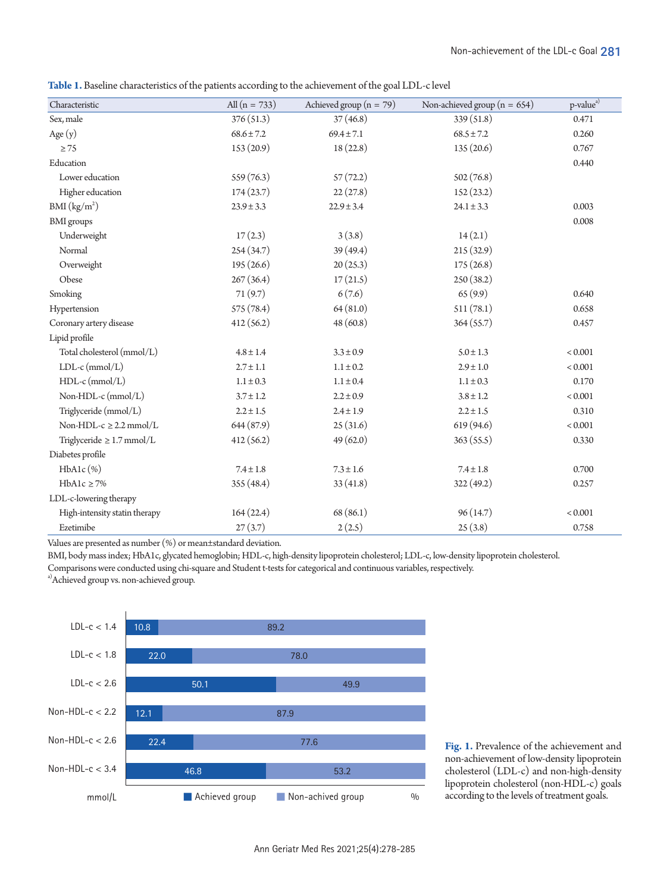**Table 1.** Baseline characteristics of the patients according to the achievement of the goal LDL-c level

| Characteristic | All (n = 733) | Achieved group (n = 79) | Non-achieved group (n = 654) | p-value[a] |
|---|---|---|---|---|
| Sex, male | 376 (51.3) | 37 (46.8) | 339 (51.8) | 0.471 |
| Age (y) | 68.6 ± 7.2 | 69.4 ± 7.1 | 68.5 ± 7.2 | 0.260 |
| ≥ 75 | 153 (20.9) | 18 (22.8) | 135 (20.6) | 0.767 |
| Education | | | | 0.440 |
| Lower education | 559 (76.3) | 57 (72.2) | 502 (76.8) | |
| Higher education | 174 (23.7) | 22 (27.8) | 152 (23.2) | |
| BMI ($kg/m^2$) | 23.9 ± 3.3 | 22.9 ± 3.4 | 24.1 ± 3.3 | 0.003 |
| BMI groups | | | | 0.008 |
| Underweight | 17 (2.3) | 3 (3.8) | 14 (2.1) | |
| Normal | 254 (34.7) | 39 (49.4) | 215 (32.9) | |
| Overweight | 195 (26.6) | 20 (25.3) | 175 (26.8) | |
| Obese | 267 (36.4) | 17 (21.5) | 250 (38.2) | |
| Smoking | 71 (9.7) | 6 (7.6) | 65 (9.9) | 0.640 |
| Hypertension | 575 (78.4) | 64 (81.0) | 511 (78.1) | 0.658 |
| Coronary artery disease | 412 (56.2) | 48 (60.8) | 364 (55.7) | 0.457 |
| Lipid profile | | | | |
| Total cholesterol (mmol/L) | 4.8 ± 1.4 | 3.3 ± 0.9 | 5.0 ± 1.3 | < 0.001 |
| LDL-c (mmol/L) | 2.7 ± 1.1 | 1.1 ± 0.2 | 2.9 ± 1.0 | < 0.001 |
| HDL-c (mmol/L) | 1.1 ± 0.3 | 1.1 ± 0.4 | 1.1 ± 0.3 | 0.170 |
| Non-HDL-c (mmol/L) | 3.7 ± 1.2 | 2.2 ± 0.9 | 3.8 ± 1.2 | < 0.001 |
| Triglyceride (mmol/L) | 2.2 ± 1.5 | 2.4 ± 1.9 | 2.2 ± 1.5 | 0.310 |
| Non-HDL-c ≥ 2.2 mmol/L | 644 (87.9) | 25 (31.6) | 619 (94.6) | < 0.001 |
| Triglyceride ≥ 1.7 mmol/L | 412 (56.2) | 49 (62.0) | 363 (55.5) | 0.330 |
| Diabetes profile | | | | |
| HbA1c (%) | 7.4 ± 1.8 | 7.3 ± 1.6 | 7.4 ± 1.8 | 0.700 |
| HbA1c ≥ 7% | 355 (48.4) | 33 (41.8) | 322 (49.2) | 0.257 |
| LDL-c-lowering therapy | | | | |
| High-intensity statin therapy | 164 (22.4) | 68 (86.1) | 96 (14.7) | < 0.001 |
| Ezetimibe | 27 (3.7) | 2 (2.5) | 25 (3.8) | 0.758 |

Values are presented as number (%) or mean±standard deviation.
BMI, body mass index; HbA1c, glycated hemoglobin; HDL-c, high-density lipoprotein cholesterol; LDL-c, low-density lipoprotein cholesterol.
Comparisons were conducted using chi-square and Student t-tests for categorical and continuous variables, respectively.
[a] Achieved group vs. non-achieved group.

| mmol/L | Achieved group (%) | Non-achived group (%) |
|---|---|---|
| LDL-c < 1.4 | 10.8 | 89.2 |
| LDL-c < 1.8 | 22.0 | 78.0 |
| LDL-c < 2.6 | 50.1 | 49.9 |
| Non-HDL-c < 2.2 | 12.1 | 87.9 |
| Non-HDL-c < 2.6 | 22.4 | 77.6 |
| Non-HDL-c < 3.4 | 46.8 | 53.2 |

**Fig. 1.** Prevalence of the achievement and non-achievement of low-density lipoprotein cholesterol (LDL-c) and non-high-density lipoprotein cholesterol (non-HDL-c) goals according to the levels of treatment goals.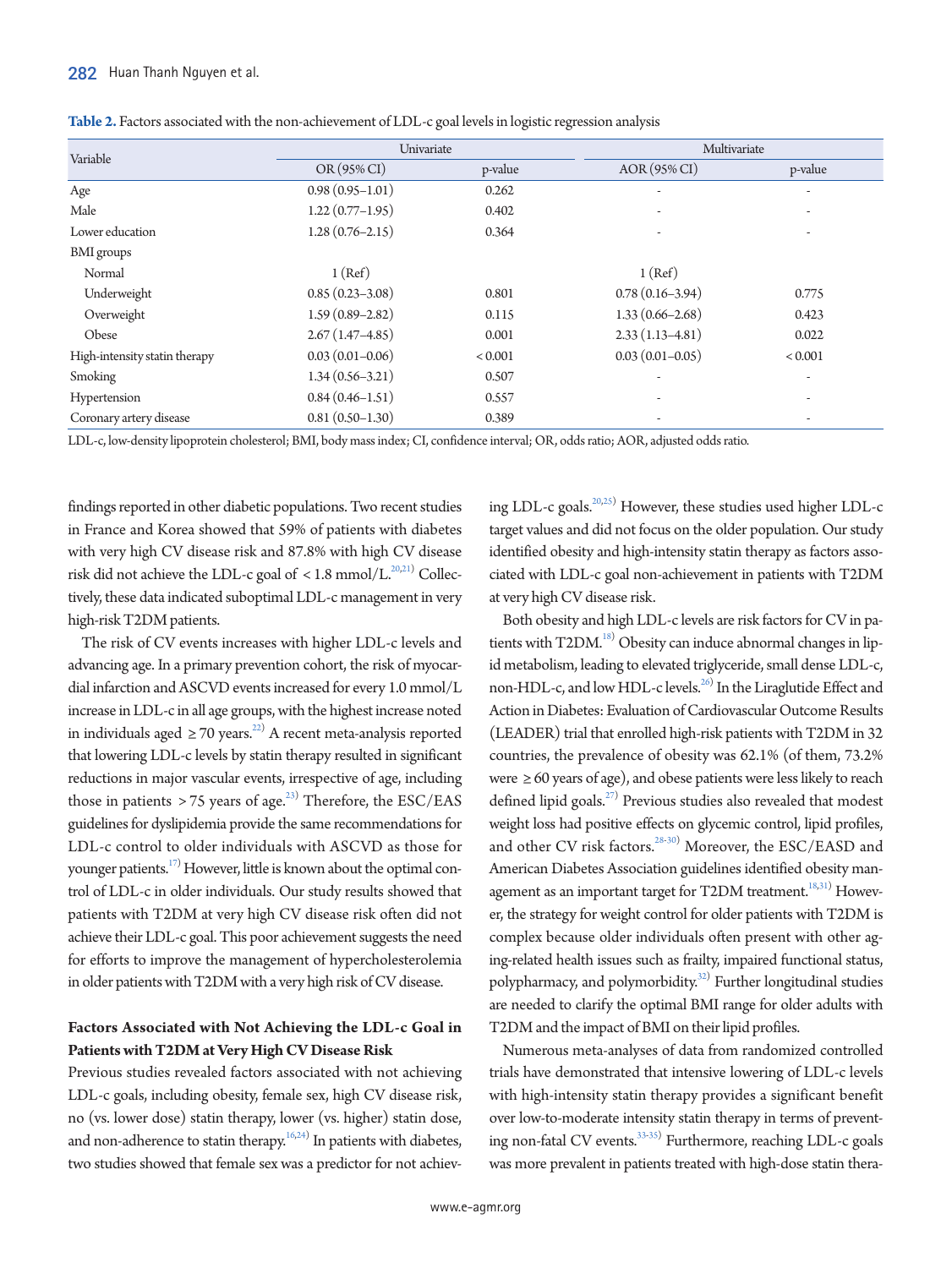**Table 2.** Factors associated with the non-achievement of LDL-c goal levels in logistic regression analysis

| Variable | Univariate | | Multivariate | |
|---|---|---|---|---|
| | OR (95% CI) | p-value | AOR (95% CI) | p-value |
| Age | 0.98 (0.95–1.01) | 0.262 | - | - |
| Male | 1.22 (0.77–1.95) | 0.402 | - | - |
| Lower education | 1.28 (0.76–2.15) | 0.364 | - | - |
| BMI groups | | | | |
| Normal | 1 (Ref) | | 1 (Ref) | |
| Underweight | 0.85 (0.23–3.08) | 0.801 | 0.78 (0.16–3.94) | 0.775 |
| Overweight | 1.59 (0.89–2.82) | 0.115 | 1.33 (0.66–2.68) | 0.423 |
| Obese | 2.67 (1.47–4.85) | 0.001 | 2.33 (1.13–4.81) | 0.022 |
| High-intensity statin therapy | 0.03 (0.01–0.06) | < 0.001 | 0.03 (0.01–0.05) | < 0.001 |
| Smoking | 1.34 (0.56–3.21) | 0.507 | - | - |
| Hypertension | 0.84 (0.46–1.51) | 0.557 | - | - |
| Coronary artery disease | 0.81 (0.50–1.30) | 0.389 | - | - |

LDL-c, low-density lipoprotein cholesterol; BMI, body mass index; CI, confidence interval; OR, odds ratio; AOR, adjusted odds ratio.

findings reported in other diabetic populations. Two recent studies in France and Korea showed that 59% of patients with diabetes with very high CV disease risk and 87.8% with high CV disease risk did not achieve the LDL-c goal of < 1.8 mmol/L.[20,21] Collectively, these data indicated suboptimal LDL-c management in very high-risk T2DM patients.

The risk of CV events increases with higher LDL-c levels and advancing age. In a primary prevention cohort, the risk of myocardial infarction and ASCVD events increased for every 1.0 mmol/L increase in LDL-c in all age groups, with the highest increase noted in individuals aged ≥ 70 years.[22] A recent meta-analysis reported that lowering LDL-c levels by statin therapy resulted in significant reductions in major vascular events, irrespective of age, including those in patients > 75 years of age.[23] Therefore, the ESC/EAS guidelines for dyslipidemia provide the same recommendations for LDL-c control to older individuals with ASCVD as those for younger patients.[17] However, little is known about the optimal control of LDL-c in older individuals. Our study results showed that patients with T2DM at very high CV disease risk often did not achieve their LDL-c goal. This poor achievement suggests the need for efforts to improve the management of hypercholesterolemia in older patients with T2DM with a very high risk of CV disease.

### Factors Associated with Not Achieving the LDL-c Goal in Patients with T2DM at Very High CV Disease Risk

Previous studies revealed factors associated with not achieving LDL-c goals, including obesity, female sex, high CV disease risk, no (vs. lower dose) statin therapy, lower (vs. higher) statin dose, and non-adherence to statin therapy.[16,24] In patients with diabetes, two studies showed that female sex was a predictor for not achieving LDL-c goals.[20,25] However, these studies used higher LDL-c target values and did not focus on the older population. Our study identified obesity and high-intensity statin therapy as factors associated with LDL-c goal non-achievement in patients with T2DM at very high CV disease risk.

Both obesity and high LDL-c levels are risk factors for CV in patients with T2DM.[18] Obesity can induce abnormal changes in lipid metabolism, leading to elevated triglyceride, small dense LDL-c, non-HDL-c, and low HDL-c levels.[26] In the Liraglutide Effect and Action in Diabetes: Evaluation of Cardiovascular Outcome Results (LEADER) trial that enrolled high-risk patients with T2DM in 32 countries, the prevalence of obesity was 62.1% (of them, 73.2% were ≥ 60 years of age), and obese patients were less likely to reach defined lipid goals.[27] Previous studies also revealed that modest weight loss had positive effects on glycemic control, lipid profiles, and other CV risk factors.[28-30] Moreover, the ESC/EASD and American Diabetes Association guidelines identified obesity management as an important target for T2DM treatment.[18,31] However, the strategy for weight control for older patients with T2DM is complex because older individuals often present with other aging-related health issues such as frailty, impaired functional status, polypharmacy, and polymorbidity.[32] Further longitudinal studies are needed to clarify the optimal BMI range for older adults with T2DM and the impact of BMI on their lipid profiles.

Numerous meta-analyses of data from randomized controlled trials have demonstrated that intensive lowering of LDL-c levels with high-intensity statin therapy provides a significant benefit over low-to-moderate intensity statin therapy in terms of preventing non-fatal CV events.[33-35] Furthermore, reaching LDL-c goals was more prevalent in patients treated with high-dose statin thera-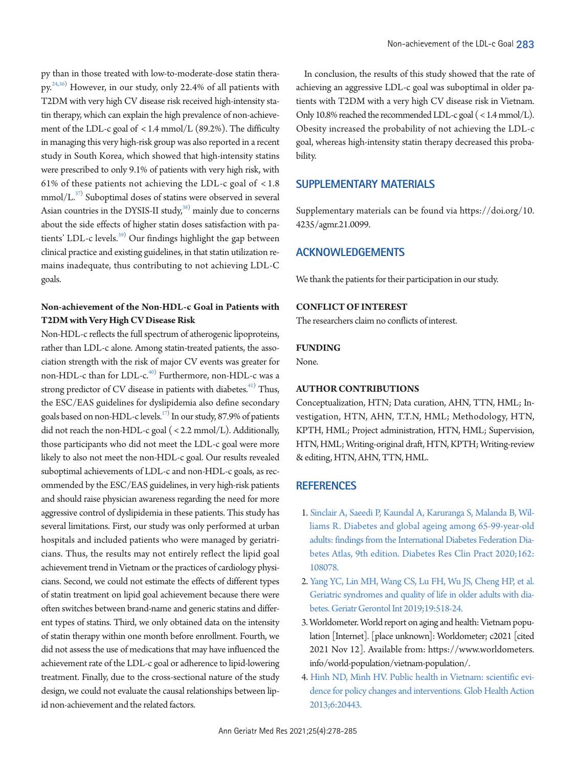py than in those treated with low-to-moderate-dose statin therapy.[24,36)] However, in our study, only 22.4% of all patients with T2DM with very high CV disease risk received high-intensity statin therapy, which can explain the high prevalence of non-achievement of the LDL-c goal of <1.4 mmol/L (89.2%). The difficulty in managing this very high-risk group was also reported in a recent study in South Korea, which showed that high-intensity statins were prescribed to only 9.1% of patients with very high risk, with 61% of these patients not achieving the LDL-c goal of <1.8 mmol/L.[37)] Suboptimal doses of statins were observed in several Asian countries in the DYSIS-II study,[38)] mainly due to concerns about the side effects of higher statin doses satisfaction with patients' LDL-c levels.[39)] Our findings highlight the gap between clinical practice and existing guidelines, in that statin utilization remains inadequate, thus contributing to not achieving LDL-C goals.

### Non-achievement of the Non-HDL-c Goal in Patients with T2DM with Very High CV Disease Risk

Non-HDL-c reflects the full spectrum of atherogenic lipoproteins, rather than LDL-c alone. Among statin-treated patients, the association strength with the risk of major CV events was greater for non-HDL-c than for LDL-c.[40)] Furthermore, non-HDL-c was a strong predictor of CV disease in patients with diabetes.[41)] Thus, the ESC/EAS guidelines for dyslipidemia also define secondary goals based on non-HDL-c levels.[17)] In our study, 87.9% of patients did not reach the non-HDL-c goal (<2.2 mmol/L). Additionally, those participants who did not meet the LDL-c goal were more likely to also not meet the non-HDL-c goal. Our results revealed suboptimal achievements of LDL-c and non-HDL-c goals, as recommended by the ESC/EAS guidelines, in very high-risk patients and should raise physician awareness regarding the need for more aggressive control of dyslipidemia in these patients. This study has several limitations. First, our study was only performed at urban hospitals and included patients who were managed by geriatricians. Thus, the results may not entirely reflect the lipid goal achievement trend in Vietnam or the practices of cardiology physicians. Second, we could not estimate the effects of different types of statin treatment on lipid goal achievement because there were often switches between brand-name and generic statins and different types of statins. Third, we only obtained data on the intensity of statin therapy within one month before enrollment. Fourth, we did not assess the use of medications that may have influenced the achievement rate of the LDL-c goal or adherence to lipid-lowering treatment. Finally, due to the cross-sectional nature of the study design, we could not evaluate the causal relationships between lipid non-achievement and the related factors.

In conclusion, the results of this study showed that the rate of achieving an aggressive LDL-c goal was suboptimal in older patients with T2DM with a very high CV disease risk in Vietnam. Only 10.8% reached the recommended LDL-c goal (<1.4 mmol/L). Obesity increased the probability of not achieving the LDL-c goal, whereas high-intensity statin therapy decreased this probability.

## SUPPLEMENTARY MATERIALS

Supplementary materials can be found via https://doi.org/10.4235/agmr.21.0099.

## ACKNOWLEDGEMENTS

We thank the patients for their participation in our study.

### CONFLICT OF INTEREST

The researchers claim no conflicts of interest.

### FUNDING

None.

### AUTHOR CONTRIBUTIONS

Conceptualization, HTN; Data curation, AHN, TTN, HML; Investigation, HTN, AHN, T.T.N, HML; Methodology, HTN, KPTH, HML; Project administration, HTN, HML; Supervision, HTN, HML; Writing-original draft, HTN, KPTH; Writing-review & editing, HTN, AHN, TTN, HML.

## REFERENCES

1. Sinclair A, Saeedi P, Kaundal A, Karuranga S, Malanda B, Williams R. Diabetes and global ageing among 65-99-year-old adults: findings from the International Diabetes Federation Diabetes Atlas, 9th edition. Diabetes Res Clin Pract 2020;162:108078.
2. Yang YC, Lin MH, Wang CS, Lu FH, Wu JS, Cheng HP, et al. Geriatric syndromes and quality of life in older adults with diabetes. Geriatr Gerontol Int 2019;19:518-24.
3. Worldometer. World report on aging and health: Vietnam population [Internet]. [place unknown]: Worldometer; c2021 [cited 2021 Nov 12]. Available from: https://www.worldometers.info/world-population/vietnam-population/.
4. Hinh ND, Minh HV. Public health in Vietnam: scientific evidence for policy changes and interventions. Glob Health Action 2013;6:20443.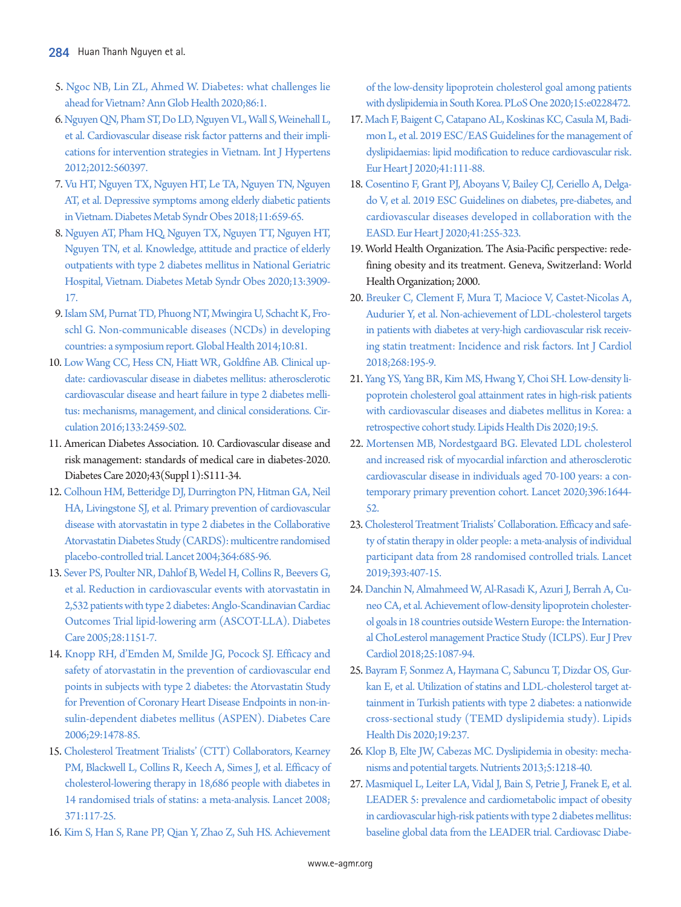5. Ngoc NB, Lin ZL, Ahmed W. Diabetes: what challenges lie ahead for Vietnam? Ann Glob Health 2020;86:1.
6. Nguyen QN, Pham ST, Do LD, Nguyen VL, Wall S, Weinehall L, et al. Cardiovascular disease risk factor patterns and their implications for intervention strategies in Vietnam. Int J Hypertens 2012;2012:560397.
7. Vu HT, Nguyen TX, Nguyen HT, Le TA, Nguyen TN, Nguyen AT, et al. Depressive symptoms among elderly diabetic patients in Vietnam. Diabetes Metab Syndr Obes 2018;11:659-65.
8. Nguyen AT, Pham HQ, Nguyen TX, Nguyen TT, Nguyen HT, Nguyen TN, et al. Knowledge, attitude and practice of elderly outpatients with type 2 diabetes mellitus in National Geriatric Hospital, Vietnam. Diabetes Metab Syndr Obes 2020;13:3909-17.
9. Islam SM, Purnat TD, Phuong NT, Mwingira U, Schacht K, Froschl G. Non-communicable diseases (NCDs) in developing countries: a symposium report. Global Health 2014;10:81.
10. Low Wang CC, Hess CN, Hiatt WR, Goldfine AB. Clinical update: cardiovascular disease in diabetes mellitus: atherosclerotic cardiovascular disease and heart failure in type 2 diabetes mellitus: mechanisms, management, and clinical considerations. Circulation 2016;133:2459-502.
11. American Diabetes Association. 10. Cardiovascular disease and risk management: standards of medical care in diabetes-2020. Diabetes Care 2020;43(Suppl 1):S111-34.
12. Colhoun HM, Betteridge DJ, Durrington PN, Hitman GA, Neil HA, Livingstone SJ, et al. Primary prevention of cardiovascular disease with atorvastatin in type 2 diabetes in the Collaborative Atorvastatin Diabetes Study (CARDS): multicentre randomised placebo-controlled trial. Lancet 2004;364:685-96.
13. Sever PS, Poulter NR, Dahlof B, Wedel H, Collins R, Beevers G, et al. Reduction in cardiovascular events with atorvastatin in 2,532 patients with type 2 diabetes: Anglo-Scandinavian Cardiac Outcomes Trial lipid-lowering arm (ASCOT-LLA). Diabetes Care 2005;28:1151-7.
14. Knopp RH, d'Emden M, Smilde JG, Pocock SJ. Efficacy and safety of atorvastatin in the prevention of cardiovascular end points in subjects with type 2 diabetes: the Atorvastatin Study for Prevention of Coronary Heart Disease Endpoints in non-insulin-dependent diabetes mellitus (ASPEN). Diabetes Care 2006;29:1478-85.
15. Cholesterol Treatment Trialists' (CTT) Collaborators, Kearney PM, Blackwell L, Collins R, Keech A, Simes J, et al. Efficacy of cholesterol-lowering therapy in 18,686 people with diabetes in 14 randomised trials of statins: a meta-analysis. Lancet 2008; 371:117-25.
16. Kim S, Han S, Rane PP, Qian Y, Zhao Z, Suh HS. Achievement of the low-density lipoprotein cholesterol goal among patients with dyslipidemia in South Korea. PLoS One 2020;15:e0228472.
17. Mach F, Baigent C, Catapano AL, Koskinas KC, Casula M, Badimon L, et al. 2019 ESC/EAS Guidelines for the management of dyslipidaemias: lipid modification to reduce cardiovascular risk. Eur Heart J 2020;41:111-88.
18. Cosentino F, Grant PJ, Aboyans V, Bailey CJ, Ceriello A, Delgado V, et al. 2019 ESC Guidelines on diabetes, pre-diabetes, and cardiovascular diseases developed in collaboration with the EASD. Eur Heart J 2020;41:255-323.
19. World Health Organization. The Asia-Pacific perspective: redefining obesity and its treatment. Geneva, Switzerland: World Health Organization; 2000.
20. Breuker C, Clement F, Mura T, Macioce V, Castet-Nicolas A, Audurier Y, et al. Non-achievement of LDL-cholesterol targets in patients with diabetes at very-high cardiovascular risk receiving statin treatment: Incidence and risk factors. Int J Cardiol 2018;268:195-9.
21. Yang YS, Yang BR, Kim MS, Hwang Y, Choi SH. Low-density lipoprotein cholesterol goal attainment rates in high-risk patients with cardiovascular diseases and diabetes mellitus in Korea: a retrospective cohort study. Lipids Health Dis 2020;19:5.
22. Mortensen MB, Nordestgaard BG. Elevated LDL cholesterol and increased risk of myocardial infarction and atherosclerotic cardiovascular disease in individuals aged 70-100 years: a contemporary primary prevention cohort. Lancet 2020;396:1644-52.
23. Cholesterol Treatment Trialists' Collaboration. Efficacy and safety of statin therapy in older people: a meta-analysis of individual participant data from 28 randomised controlled trials. Lancet 2019;393:407-15.
24. Danchin N, Almahmeed W, Al-Rasadi K, Azuri J, Berrah A, Cuneo CA, et al. Achievement of low-density lipoprotein cholesterol goals in 18 countries outside Western Europe: the International ChoLesterol management Practice Study (ICLPS). Eur J Prev Cardiol 2018;25:1087-94.
25. Bayram F, Sonmez A, Haymana C, Sabuncu T, Dizdar OS, Gurkan E, et al. Utilization of statins and LDL-cholesterol target attainment in Turkish patients with type 2 diabetes: a nationwide cross-sectional study (TEMD dyslipidemia study). Lipids Health Dis 2020;19:237.
26. Klop B, Elte JW, Cabezas MC. Dyslipidemia in obesity: mechanisms and potential targets. Nutrients 2013;5:1218-40.
27. Masmiquel L, Leiter LA, Vidal J, Bain S, Petrie J, Franek E, et al. LEADER 5: prevalence and cardiometabolic impact of obesity in cardiovascular high-risk patients with type 2 diabetes mellitus: baseline global data from the LEADER trial. Cardiovasc Diabe-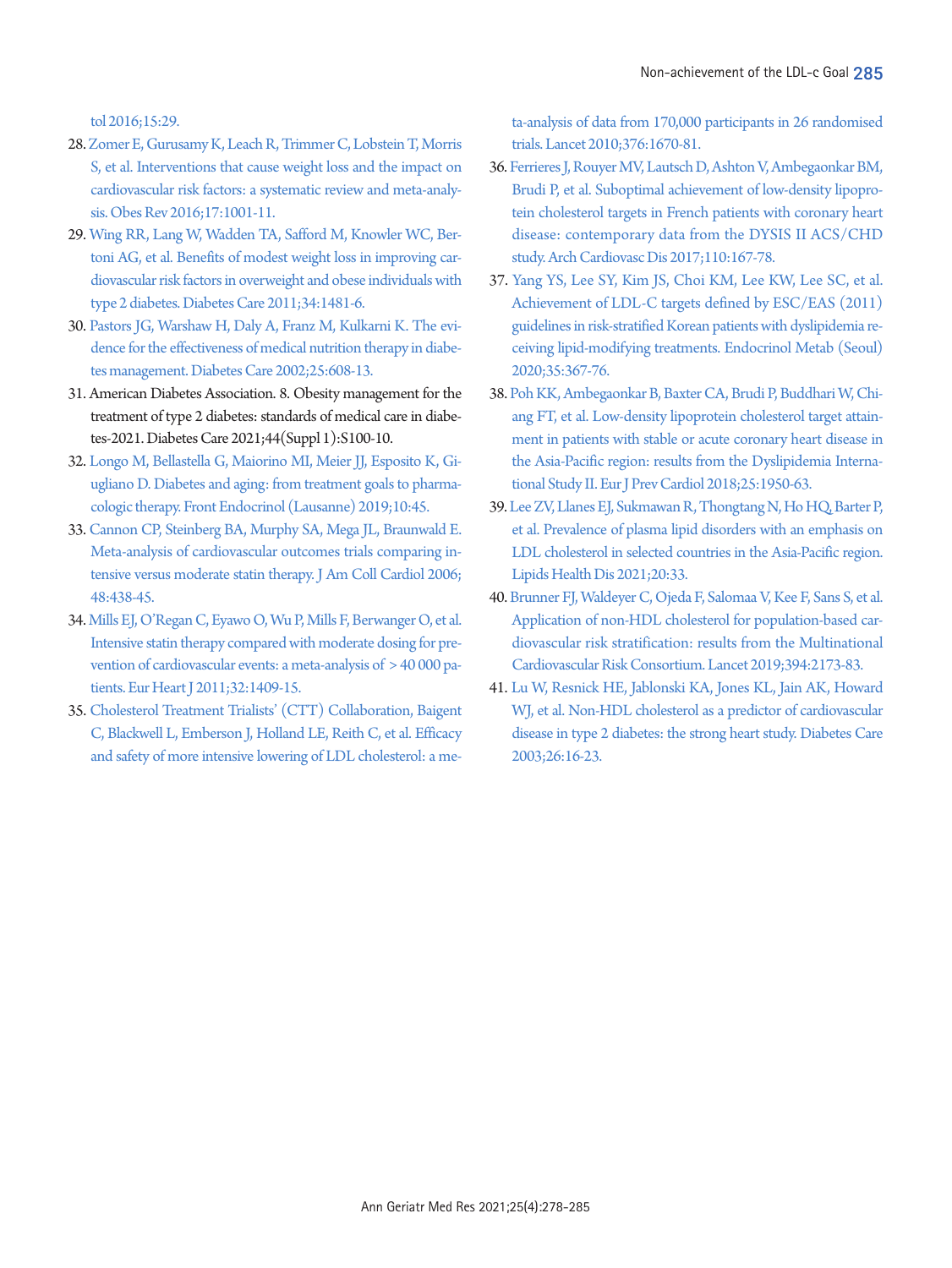tol 2016;15:29.

28. Zomer E, Gurusamy K, Leach R, Trimmer C, Lobstein T, Morris S, et al. Interventions that cause weight loss and the impact on cardiovascular risk factors: a systematic review and meta-analysis. Obes Rev 2016;17:1001-11.
29. Wing RR, Lang W, Wadden TA, Safford M, Knowler WC, Bertoni AG, et al. Benefits of modest weight loss in improving cardiovascular risk factors in overweight and obese individuals with type 2 diabetes. Diabetes Care 2011;34:1481-6.
30. Pastors JG, Warshaw H, Daly A, Franz M, Kulkarni K. The evidence for the effectiveness of medical nutrition therapy in diabetes management. Diabetes Care 2002;25:608-13.
31. American Diabetes Association. 8. Obesity management for the treatment of type 2 diabetes: standards of medical care in diabetes-2021. Diabetes Care 2021;44(Suppl 1):S100-10.
32. Longo M, Bellastella G, Maiorino MI, Meier JJ, Esposito K, Giugliano D. Diabetes and aging: from treatment goals to pharmacologic therapy. Front Endocrinol (Lausanne) 2019;10:45.
33. Cannon CP, Steinberg BA, Murphy SA, Mega JL, Braunwald E. Meta-analysis of cardiovascular outcomes trials comparing intensive versus moderate statin therapy. J Am Coll Cardiol 2006;48:438-45.
34. Mills EJ, O'Regan C, Eyawo O, Wu P, Mills F, Berwanger O, et al. Intensive statin therapy compared with moderate dosing for prevention of cardiovascular events: a meta-analysis of >40 000 patients. Eur Heart J 2011;32:1409-15.
35. Cholesterol Treatment Trialists' (CTT) Collaboration, Baigent C, Blackwell L, Emberson J, Holland LE, Reith C, et al. Efficacy and safety of more intensive lowering of LDL cholesterol: a meta-analysis of data from 170,000 participants in 26 randomised trials. Lancet 2010;376:1670-81.
36. Ferrieres J, Rouyer MV, Lautsch D, Ashton V, Ambegaonkar BM, Brudi P, et al. Suboptimal achievement of low-density lipoprotein cholesterol targets in French patients with coronary heart disease: contemporary data from the DYSIS II ACS/CHD study. Arch Cardiovasc Dis 2017;110:167-78.
37. Yang YS, Lee SY, Kim JS, Choi KM, Lee KW, Lee SC, et al. Achievement of LDL-C targets defined by ESC/EAS (2011) guidelines in risk-stratified Korean patients with dyslipidemia receiving lipid-modifying treatments. Endocrinol Metab (Seoul) 2020;35:367-76.
38. Poh KK, Ambegaonkar B, Baxter CA, Brudi P, Buddhari W, Chiang FT, et al. Low-density lipoprotein cholesterol target attainment in patients with stable or acute coronary heart disease in the Asia-Pacific region: results from the Dyslipidemia International Study II. Eur J Prev Cardiol 2018;25:1950-63.
39. Lee ZV, Llanes EJ, Sukmawan R, Thongtang N, Ho HQ, Barter P, et al. Prevalence of plasma lipid disorders with an emphasis on LDL cholesterol in selected countries in the Asia-Pacific region. Lipids Health Dis 2021;20:33.
40. Brunner FJ, Waldeyer C, Ojeda F, Salomaa V, Kee F, Sans S, et al. Application of non-HDL cholesterol for population-based cardiovascular risk stratification: results from the Multinational Cardiovascular Risk Consortium. Lancet 2019;394:2173-83.
41. Lu W, Resnick HE, Jablonski KA, Jones KL, Jain AK, Howard WJ, et al. Non-HDL cholesterol as a predictor of cardiovascular disease in type 2 diabetes: the strong heart study. Diabetes Care 2003;26:16-23.